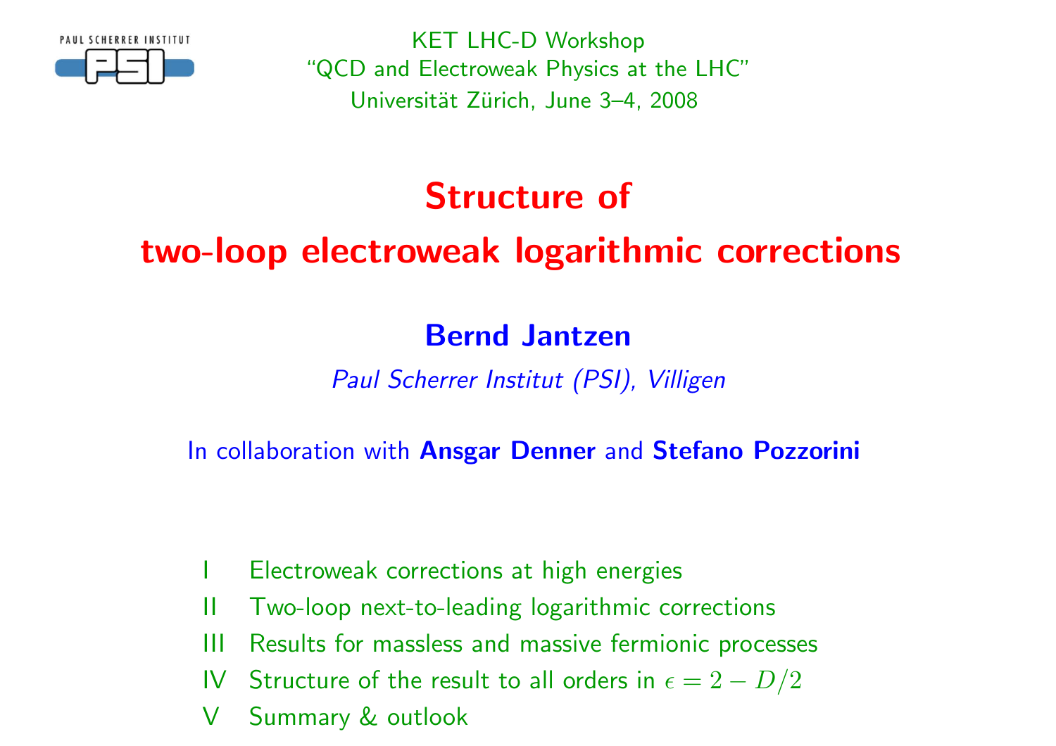KET LHC-D Workshop
"QCD and Electroweak Physics at the LHC"
Universität Zürich, June 3–4, 2008

# Structure of two-loop electroweak logarithmic corrections

**Bernd Jantzen**

*Paul Scherrer Institut (PSI), Villigen*

In collaboration with **Ansgar Denner** and **Stefano Pozzorini**

- I Electroweak corrections at high energies
- II Two-loop next-to-leading logarithmic corrections
- III Results for massless and massive fermionic processes
- IV Structure of the result to all orders in $\epsilon = 2 - D/2$
- V Summary & outlook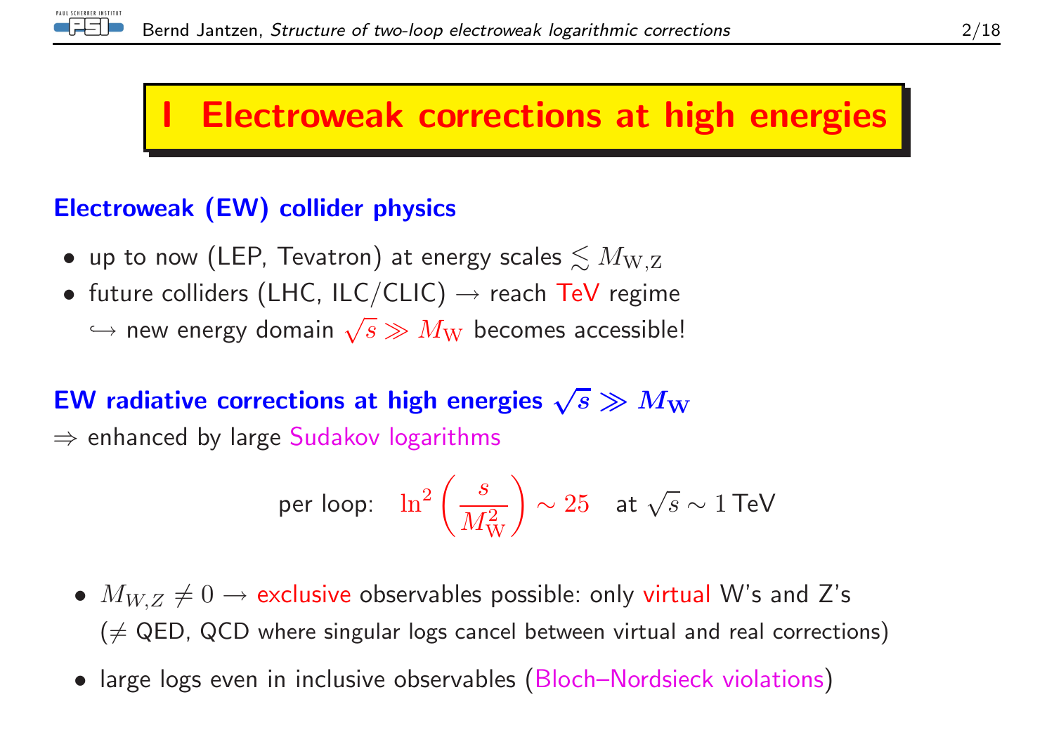# I Electroweak corrections at high energies

### Electroweak (EW) collider physics

- up to now (LEP, Tevatron) at energy scales $\lesssim M_{\mathrm{W,Z}}$
- future colliders (LHC, ILC/CLIC) $\rightarrow$ reach TeV regime
  $\hookrightarrow$ new energy domain $\sqrt{s} \gg M_{\mathrm{W}}$ becomes accessible!

### EW radiative corrections at high energies $\sqrt{s} \gg M_{\mathrm{W}}$

$\Rightarrow$ enhanced by large Sudakov logarithms

$$\text{per loop:} \quad \ln^2\left(\frac{s}{M_{\mathrm{W}}^2}\right) \sim 25 \quad \text{at } \sqrt{s} \sim 1\,\text{TeV}$$

- $M_{W,Z} \neq 0 \rightarrow$ exclusive observables possible: only virtual W's and Z's
  ($\neq$ QED, QCD where singular logs cancel between virtual and real corrections)
- large logs even in inclusive observables (Bloch–Nordsieck violations)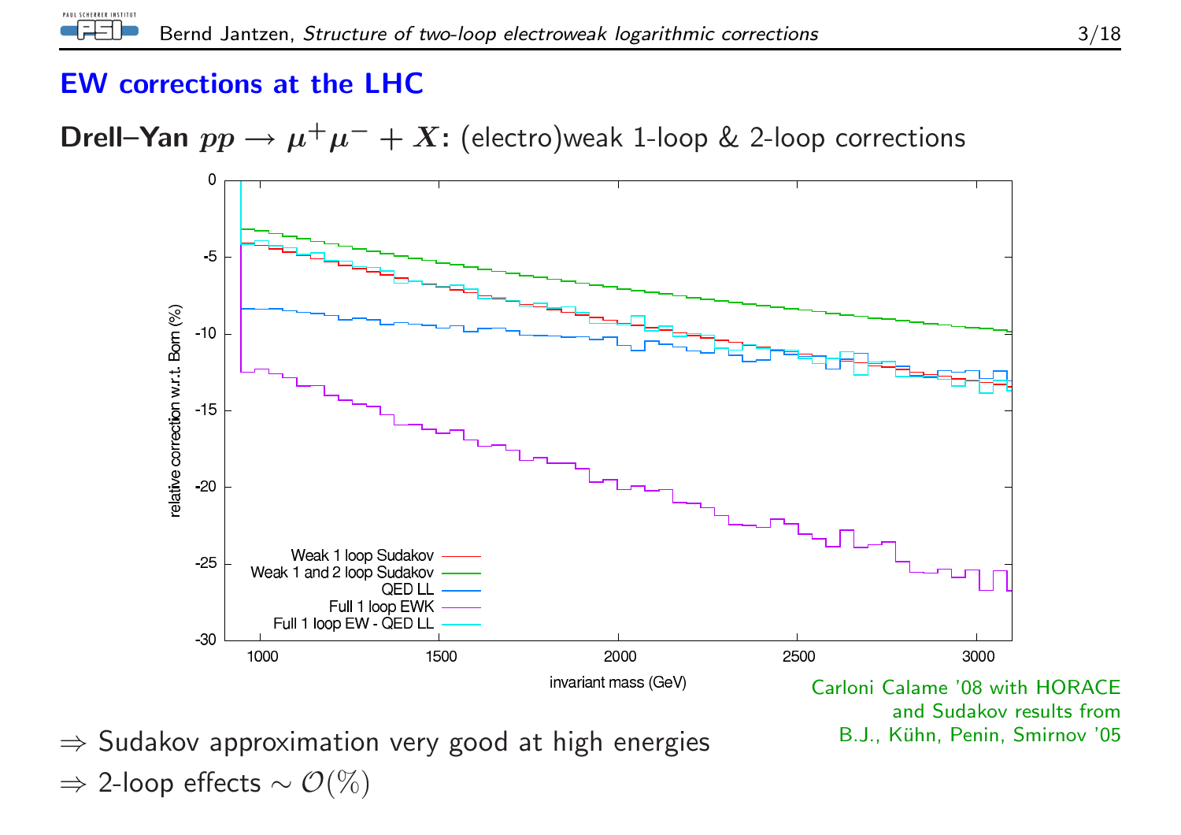## EW corrections at the LHC

**Drell–Yan $pp \to \mu^+\mu^- + X$:** (electro)weak 1-loop & 2-loop corrections

Carloni Calame '08 with HORACE and Sudakov results from B.J., Kühn, Penin, Smirnov '05

$\Rightarrow$ Sudakov approximation very good at high energies

$\Rightarrow$ 2-loop effects $\sim \mathcal{O}(\%)$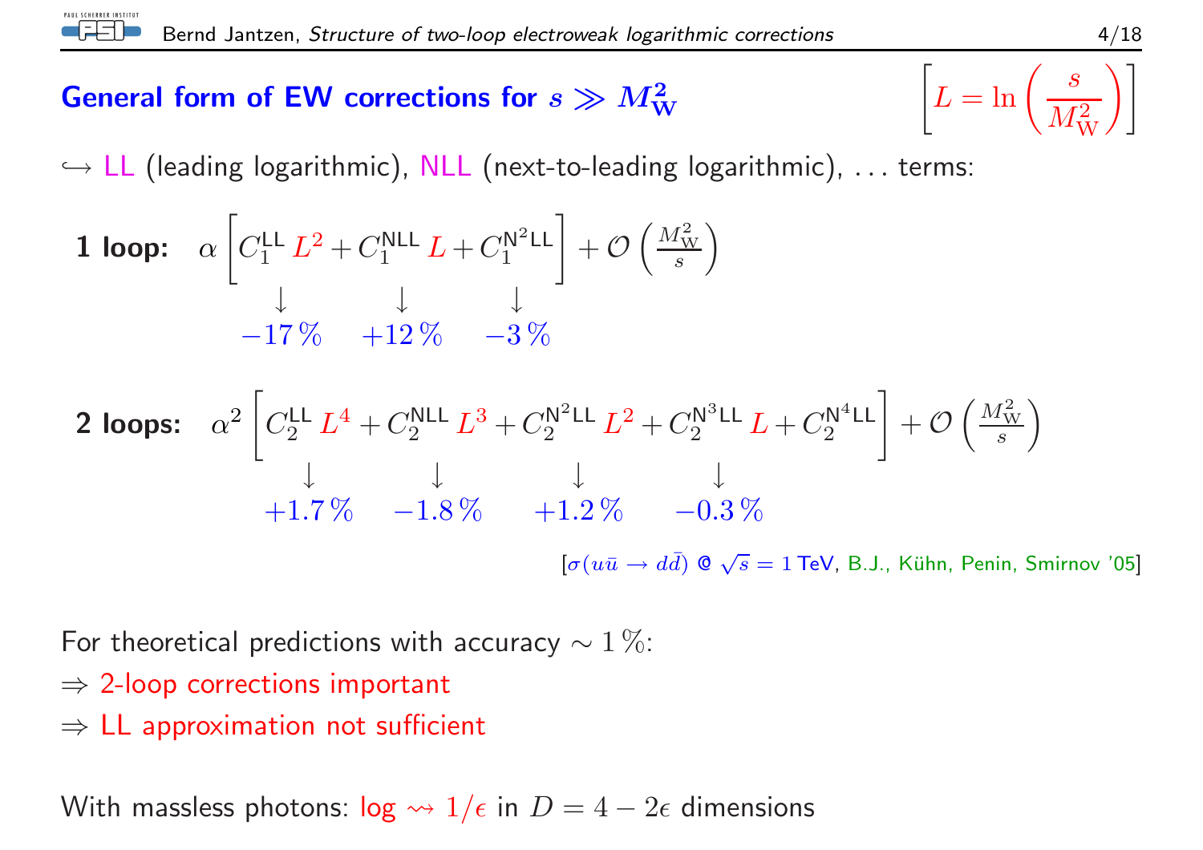## General form of EW corrections for $s \gg M_W^2$

$$\left[L = \ln\left(\frac{s}{M_W^2}\right)\right]$$

$\hookrightarrow$ LL (leading logarithmic), NLL (next-to-leading logarithmic), ... terms:

**1 loop:**

$$\alpha \left[ \underset{-17\,\%}{C_1^{\mathrm{LL}}\, L^2} + \underset{+12\,\%}{C_1^{\mathrm{NLL}}\, L} + \underset{-3\,\%}{C_1^{\mathrm{N^2LL}}} \right] + \mathcal{O}\left(\frac{M_W^2}{s}\right)$$

**2 loops:**

$$\alpha^2 \left[ \underset{+1.7\,\%}{C_2^{\mathrm{LL}}\, L^4} + \underset{-1.8\,\%}{C_2^{\mathrm{NLL}}\, L^3} + \underset{+1.2\,\%}{C_2^{\mathrm{N^2LL}}\, L^2} + \underset{-0.3\,\%}{C_2^{\mathrm{N^3LL}}\, L} + C_2^{\mathrm{N^4LL}} \right] + \mathcal{O}\left(\frac{M_W^2}{s}\right)$$

[$\sigma(u\bar{u} \to d\bar{d})$ @ $\sqrt{s} = 1$ TeV, B.J., Kühn, Penin, Smirnov '05]

For theoretical predictions with accuracy $\sim 1\,\%$:

$\Rightarrow$ 2-loop corrections important

$\Rightarrow$ LL approximation not sufficient

With massless photons: log $\rightsquigarrow 1/\epsilon$ in $D = 4 - 2\epsilon$ dimensions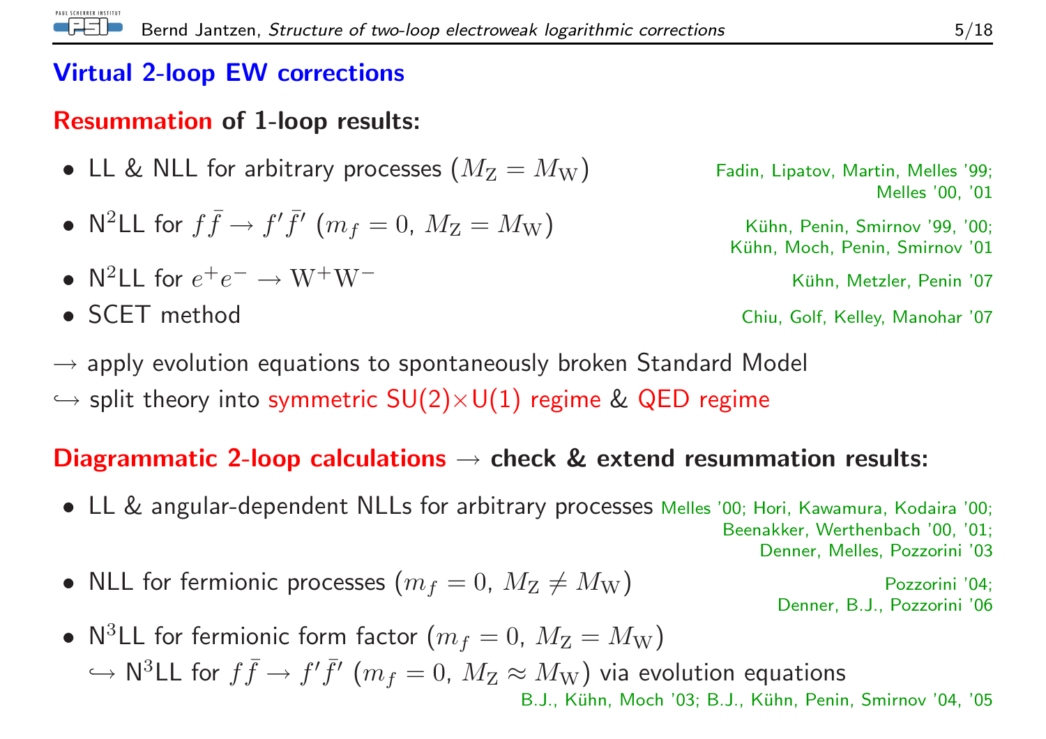## Virtual 2-loop EW corrections

**Resummation of 1-loop results:**

- LL & NLL for arbitrary processes ($M_\mathrm{Z} = M_\mathrm{W}$) — Fadin, Lipatov, Martin, Melles '99; Melles '00, '01
- N$^2$LL for $f\bar{f} \to f'\bar{f}'$ ($m_f = 0$, $M_\mathrm{Z} = M_\mathrm{W}$) — Kühn, Penin, Smirnov '99, '00; Kühn, Moch, Penin, Smirnov '01
- N$^2$LL for $e^+e^- \to \mathrm{W}^+\mathrm{W}^-$ — Kühn, Metzler, Penin '07
- SCET method — Chiu, Golf, Kelley, Manohar '07

$\rightarrow$ apply evolution equations to spontaneously broken Standard Model

$\hookrightarrow$ split theory into symmetric SU(2)$\times$U(1) regime & QED regime

**Diagrammatic 2-loop calculations $\rightarrow$ check & extend resummation results:**

- LL & angular-dependent NLLs for arbitrary processes — Melles '00; Hori, Kawamura, Kodaira '00; Beenakker, Werthenbach '00, '01; Denner, Melles, Pozzorini '03
- NLL for fermionic processes ($m_f = 0$, $M_\mathrm{Z} \neq M_\mathrm{W}$) — Pozzorini '04; Denner, B.J., Pozzorini '06
- N$^3$LL for fermionic form factor ($m_f = 0$, $M_\mathrm{Z} = M_\mathrm{W}$)
  $\hookrightarrow$ N$^3$LL for $f\bar{f} \to f'\bar{f}'$ ($m_f = 0$, $M_\mathrm{Z} \approx M_\mathrm{W}$) via evolution equations — B.J., Kühn, Moch '03; B.J., Kühn, Penin, Smirnov '04, '05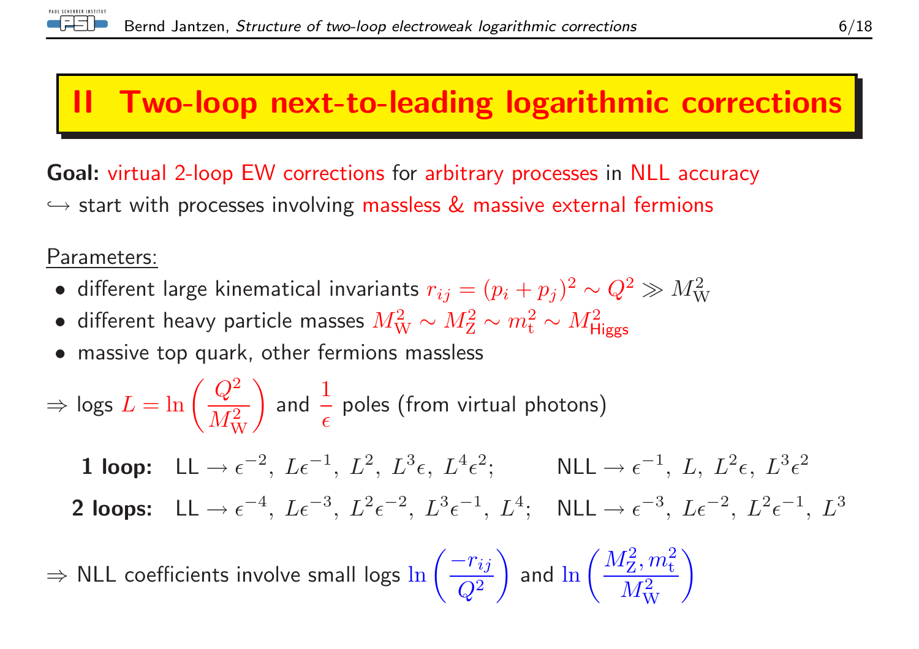# II Two-loop next-to-leading logarithmic corrections

**Goal:** virtual 2-loop EW corrections for arbitrary processes in NLL accuracy
↪ start with processes involving massless & massive external fermions

Parameters:

- different large kinematical invariants $r_{ij} = (p_i + p_j)^2 \sim Q^2 \gg M_{\mathrm{W}}^2$
- different heavy particle masses $M_{\mathrm{W}}^2 \sim M_{\mathrm{Z}}^2 \sim m_{\mathrm{t}}^2 \sim M_{\mathrm{Higgs}}^2$
- massive top quark, other fermions massless

⇒ logs $L = \ln\left(\dfrac{Q^2}{M_{\mathrm{W}}^2}\right)$ and $\dfrac{1}{\epsilon}$ poles (from virtual photons)

**1 loop:** LL $\rightarrow \epsilon^{-2},\ L\epsilon^{-1},\ L^2,\ L^3\epsilon,\ L^4\epsilon^2$; NLL $\rightarrow \epsilon^{-1},\ L,\ L^2\epsilon,\ L^3\epsilon^2$

**2 loops:** LL $\rightarrow \epsilon^{-4},\ L\epsilon^{-3},\ L^2\epsilon^{-2},\ L^3\epsilon^{-1},\ L^4$; NLL $\rightarrow \epsilon^{-3},\ L\epsilon^{-2},\ L^2\epsilon^{-1},\ L^3$

⇒ NLL coefficients involve small logs $\ln\left(\dfrac{-r_{ij}}{Q^2}\right)$ and $\ln\left(\dfrac{M_{\mathrm{Z}}^2, m_{\mathrm{t}}^2}{M_{\mathrm{W}}^2}\right)$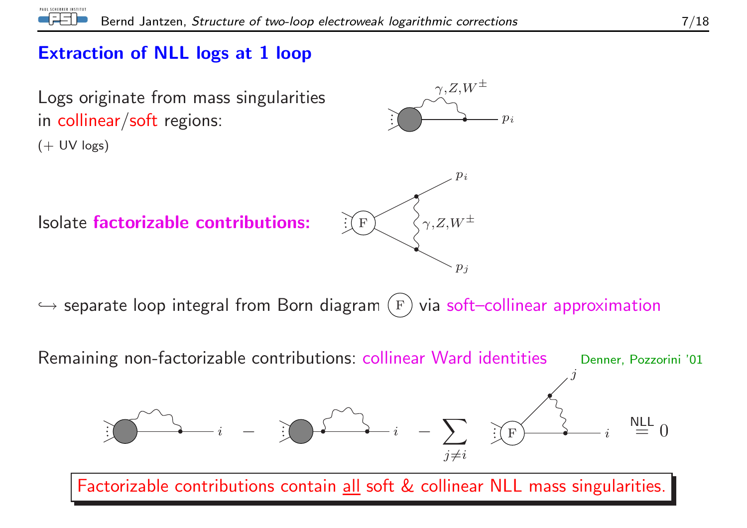## Extraction of NLL logs at 1 loop

Logs originate from mass singularities in collinear/soft regions:
(+ UV logs)

$\gamma, Z, W^{\pm}$ $p_i$

Isolate **factorizable contributions:**

$p_i$ $\gamma, Z, W^{\pm}$ $p_j$

$\hookrightarrow$ separate loop integral from Born diagram (F) via soft–collinear approximation

Remaining non-factorizable contributions: collinear Ward identities    Denner, Pozzorini '01

$i \; - \; i \; - \sum_{j \neq i} \; j \; i \quad \overset{\text{NLL}}{=} 0$

Factorizable contributions contain <u>all</u> soft & collinear NLL mass singularities.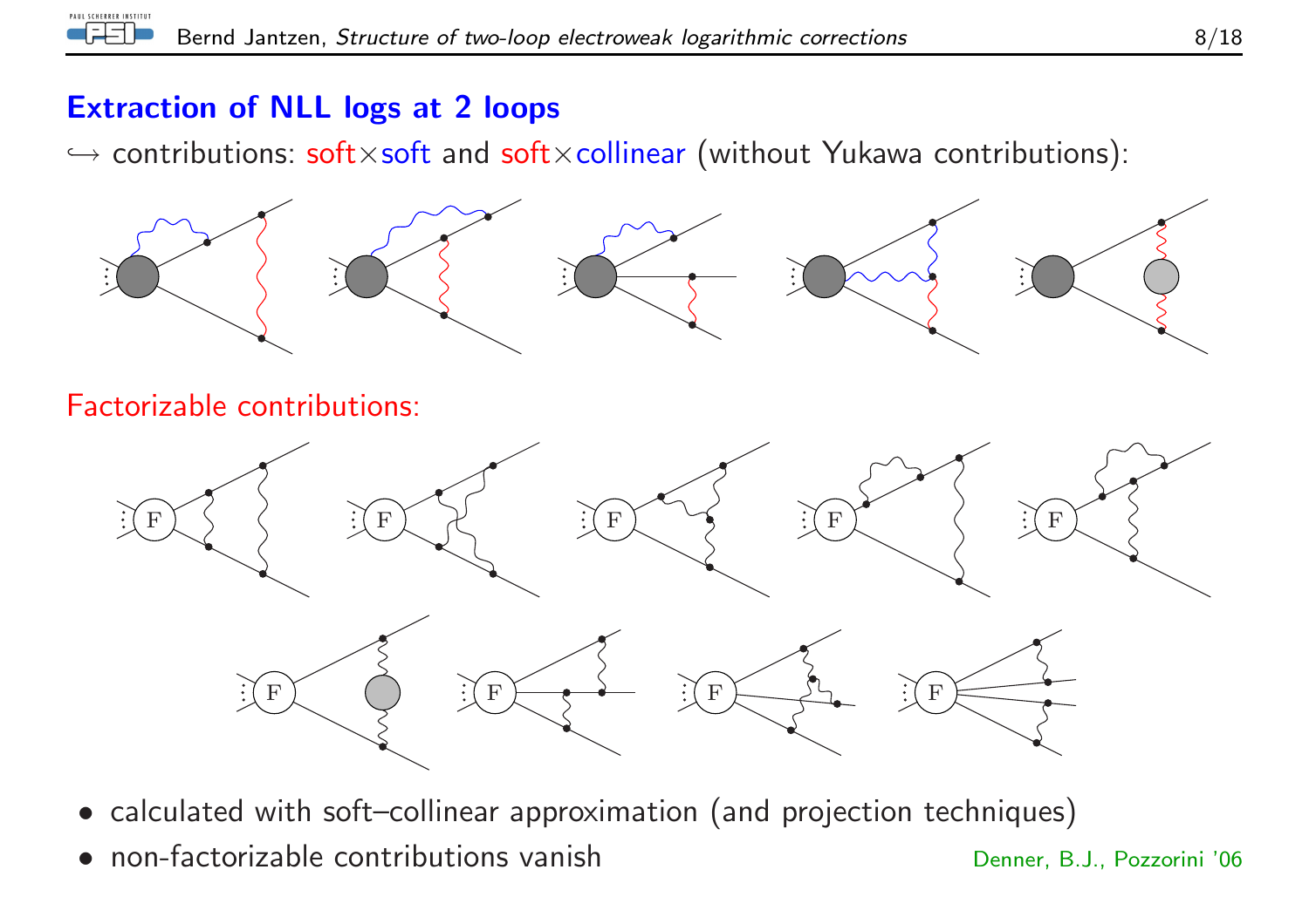## Extraction of NLL logs at 2 loops

↪ contributions: soft×soft and soft×collinear (without Yukawa contributions):

Factorizable contributions:

- calculated with soft–collinear approximation (and projection techniques)
- non-factorizable contributions vanish

Denner, B.J., Pozzorini '06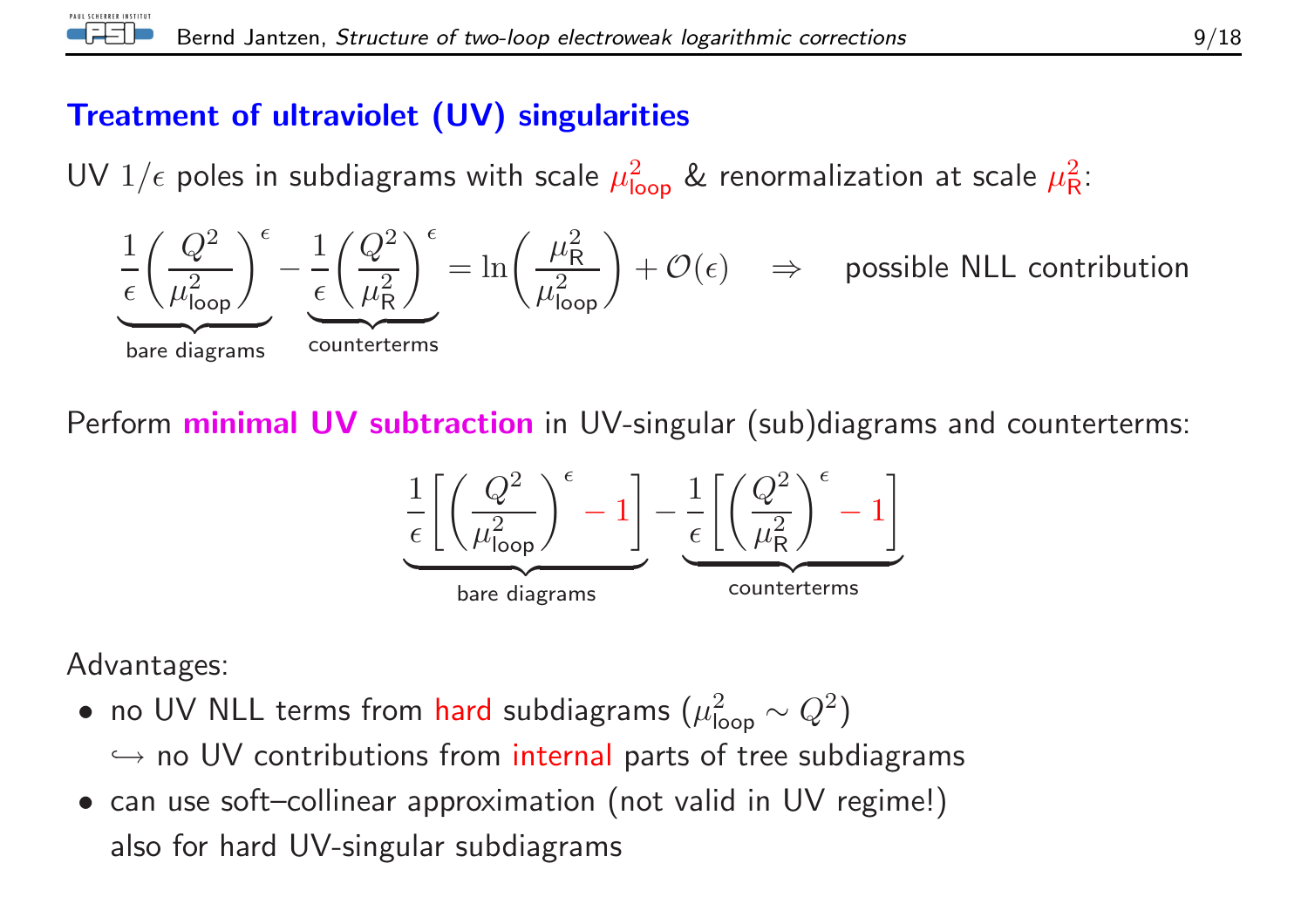## Treatment of ultraviolet (UV) singularities

UV $1/\epsilon$ poles in subdiagrams with scale $\mu^2_{\text{loop}}$ & renormalization at scale $\mu^2_{\text{R}}$:

$$\underbrace{\frac{1}{\epsilon}\left(\frac{Q^2}{\mu^2_{\text{loop}}}\right)^{\epsilon}}_{\text{bare diagrams}} - \underbrace{\frac{1}{\epsilon}\left(\frac{Q^2}{\mu^2_{\text{R}}}\right)^{\epsilon}}_{\text{counterterms}} = \ln\left(\frac{\mu^2_{\text{R}}}{\mu^2_{\text{loop}}}\right) + \mathcal{O}(\epsilon) \quad \Rightarrow \quad \text{possible NLL contribution}$$

Perform **minimal UV subtraction** in UV-singular (sub)diagrams and counterterms:

$$\underbrace{\frac{1}{\epsilon}\left[\left(\frac{Q^2}{\mu^2_{\text{loop}}}\right)^{\epsilon} - 1\right]}_{\text{bare diagrams}} - \underbrace{\frac{1}{\epsilon}\left[\left(\frac{Q^2}{\mu^2_{\text{R}}}\right)^{\epsilon} - 1\right]}_{\text{counterterms}}$$

Advantages:

- no UV NLL terms from hard subdiagrams ($\mu^2_{\text{loop}} \sim Q^2$)
  $\hookrightarrow$ no UV contributions from internal parts of tree subdiagrams
- can use soft–collinear approximation (not valid in UV regime!) also for hard UV-singular subdiagrams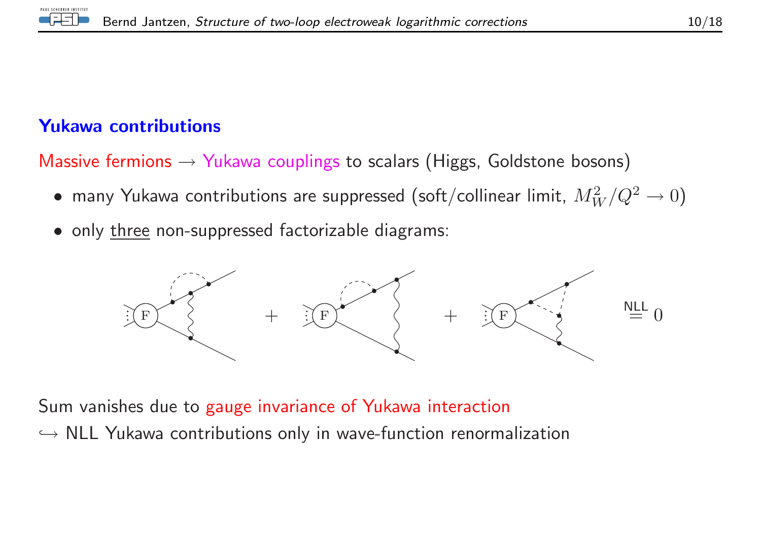### Yukawa contributions

Massive fermions → Yukawa couplings to scalars (Higgs, Goldstone bosons)

- many Yukawa contributions are suppressed (soft/collinear limit, $M_W^2/Q^2 \to 0$)
- only <u>three</u> non-suppressed factorizable diagrams:

$$+ \quad + \quad \overset{\text{NLL}}{=} 0$$

Sum vanishes due to gauge invariance of Yukawa interaction
↪ NLL Yukawa contributions only in wave-function renormalization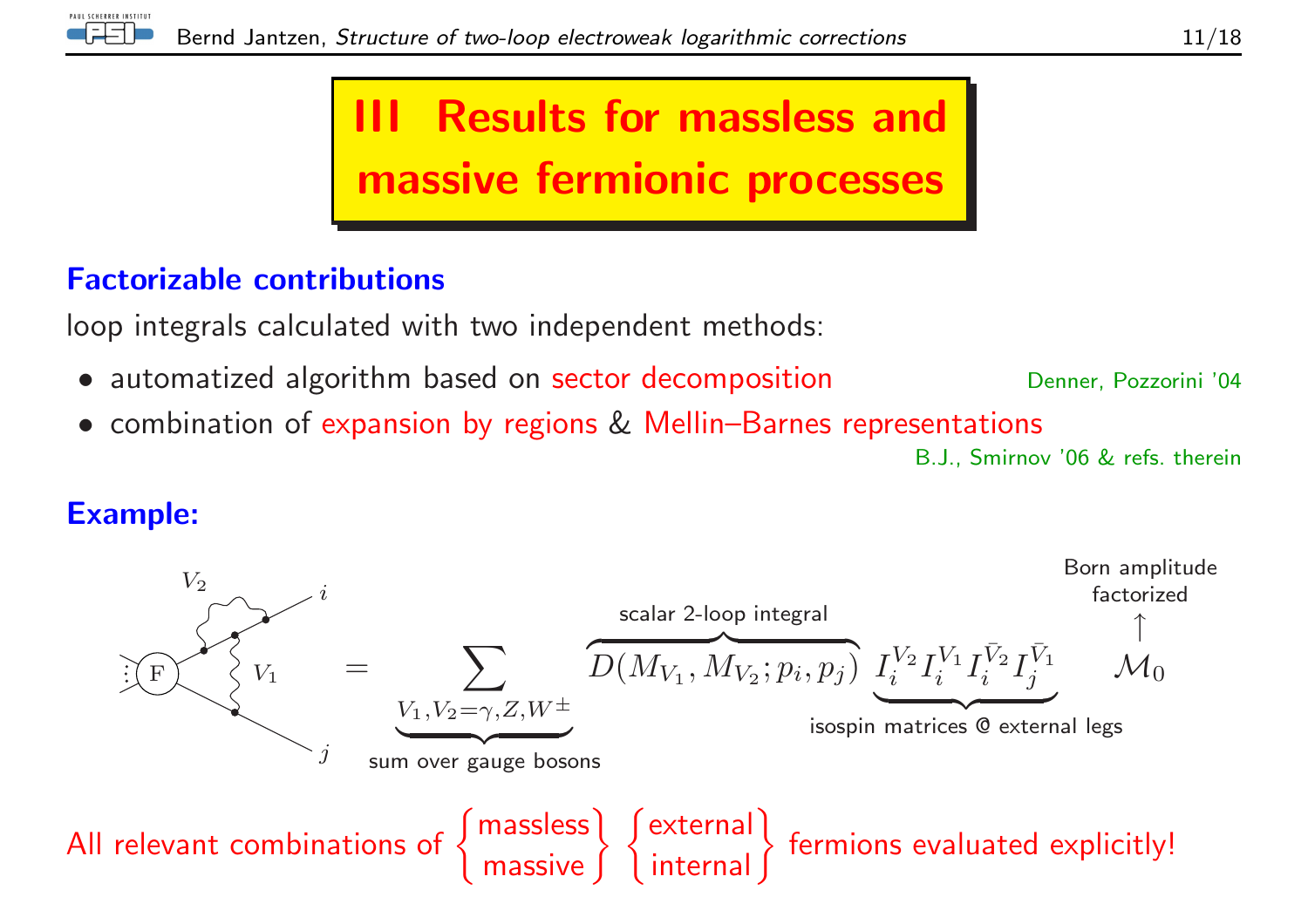# III Results for massless and massive fermionic processes

### Factorizable contributions

loop integrals calculated with two independent methods:

- automatized algorithm based on sector decomposition — Denner, Pozzorini '04
- combination of expansion by regions & Mellin–Barnes representations — B.J., Smirnov '06 & refs. therein

### Example:

$$= \underbrace{\sum_{V_1,V_2=\gamma,Z,W^\pm}}_{\text{sum over gauge bosons}} \overbrace{D(M_{V_1}, M_{V_2}; p_i, p_j)}^{\text{scalar 2-loop integral}} \underbrace{I_i^{V_2} I_i^{V_1} I_i^{\bar{V}_2} I_j^{\bar{V}_1}}_{\text{isospin matrices @ external legs}} \mathcal{M}_0$$

Born amplitude factorized: $\mathcal{M}_0$

All relevant combinations of $\left\{\begin{matrix}\text{massless}\\\text{massive}\end{matrix}\right\}$ $\left\{\begin{matrix}\text{external}\\\text{internal}\end{matrix}\right\}$ fermions evaluated explicitly!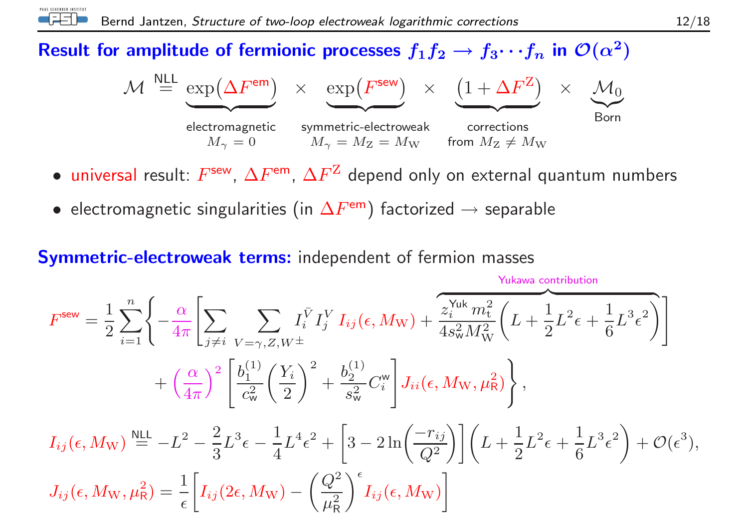## Result for amplitude of fermionic processes $f_1 f_2 \to f_3 \cdots f_n$ in $\mathcal{O}(\alpha^2)$

$$
\mathcal{M} \overset{\text{NLL}}{=} \underbrace{\exp\left(\Delta F^{\text{em}}\right)}_{\substack{\text{electromagnetic} \\ M_\gamma = 0}} \times \underbrace{\exp\left(F^{\text{sew}}\right)}_{\substack{\text{symmetric-electroweak} \\ M_\gamma = M_Z = M_W}} \times \underbrace{\left(1 + \Delta F^{Z}\right)}_{\substack{\text{corrections} \\ \text{from } M_Z \neq M_W}} \times \underbrace{\mathcal{M}_0}_{\text{Born}}
$$

- universal result: $F^{\text{sew}}$, $\Delta F^{\text{em}}$, $\Delta F^{Z}$ depend only on external quantum numbers
- electromagnetic singularities (in $\Delta F^{\text{em}}$) factorized $\to$ separable

**Symmetric-electroweak terms:** independent of fermion masses

$$
F^{\text{sew}} = \frac{1}{2} \sum_{i=1}^{n} \Bigg\{ -\frac{\alpha}{4\pi} \Bigg[ \sum_{j \neq i} \sum_{V = \gamma, Z, W^\pm} I_i^{\bar{V}} I_j^{V} \, I_{ij}(\epsilon, M_W) + \overbrace{\frac{z_i^{\text{Yuk}} m_t^2}{4 s_w^2 M_W^2} \left( L + \frac{1}{2} L^2 \epsilon + \frac{1}{6} L^3 \epsilon^2 \right)}^{\text{Yukawa contribution}} \Bigg]
$$

$$
+ \left( \frac{\alpha}{4\pi} \right)^2 \left[ \frac{b_1^{(1)}}{c_w^2} \left( \frac{Y_i}{2} \right)^2 + \frac{b_2^{(1)}}{s_w^2} C_i^{w} \right] J_{ii}(\epsilon, M_W, \mu_R^2) \Bigg\},
$$

$$
I_{ij}(\epsilon, M_W) \overset{\text{NLL}}{=} -L^2 - \frac{2}{3} L^3 \epsilon - \frac{1}{4} L^4 \epsilon^2 + \left[ 3 - 2 \ln\left( \frac{-r_{ij}}{Q^2} \right) \right] \left( L + \frac{1}{2} L^2 \epsilon + \frac{1}{6} L^3 \epsilon^2 \right) + \mathcal{O}(\epsilon^3),
$$

$$
J_{ij}(\epsilon, M_W, \mu_R^2) = \frac{1}{\epsilon} \left[ I_{ij}(2\epsilon, M_W) - \left( \frac{Q^2}{\mu_R^2} \right)^{\epsilon} I_{ij}(\epsilon, M_W) \right]
$$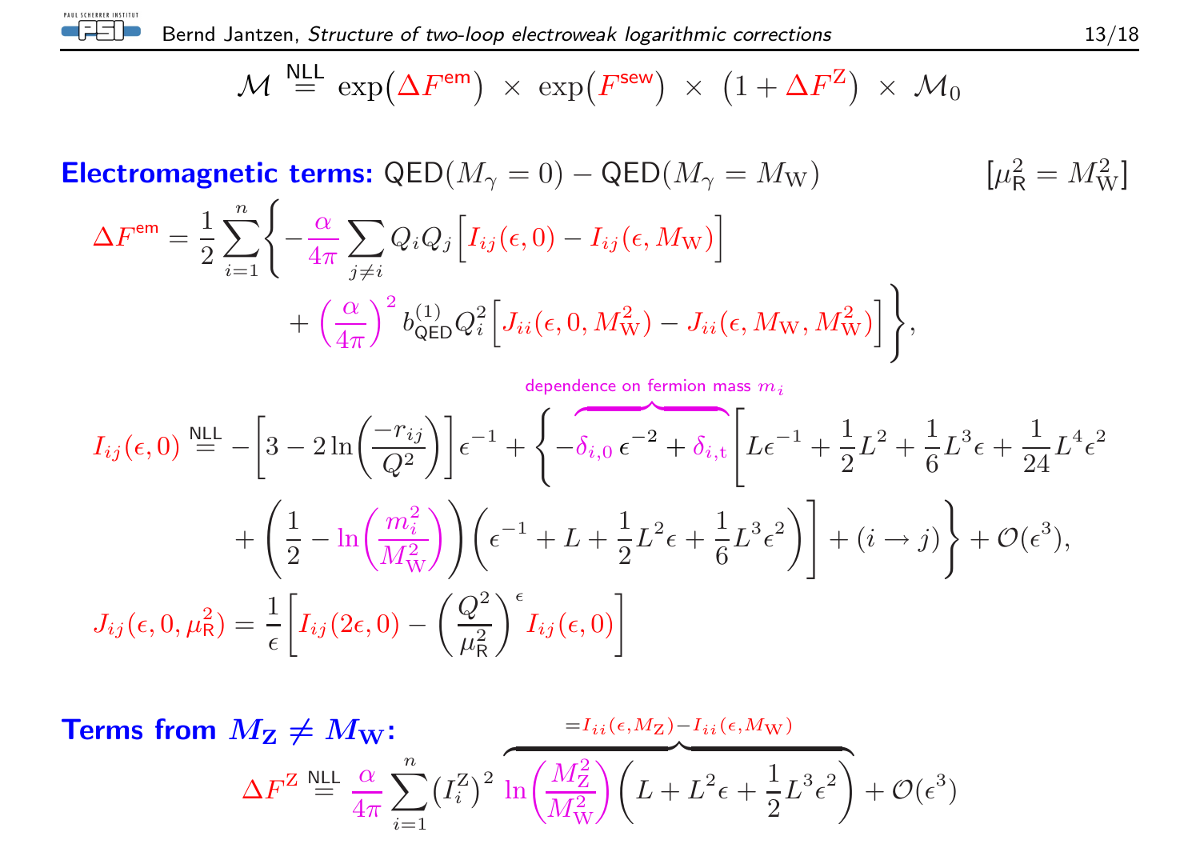$$\mathcal{M} \overset{\text{NLL}}{=} \exp\big(\Delta F^{\text{em}}\big) \times \exp\big(F^{\text{sew}}\big) \times \big(1 + \Delta F^{\text{Z}}\big) \times \mathcal{M}_0$$

**Electromagnetic terms:** $\text{QED}(M_\gamma = 0) - \text{QED}(M_\gamma = M_\text{W})$ $\quad [\mu_\text{R}^2 = M_\text{W}^2]$

$$\Delta F^{\text{em}} = \frac{1}{2} \sum_{i=1}^{n} \left\{ -\frac{\alpha}{4\pi} \sum_{j \neq i} Q_i Q_j \Big[ I_{ij}(\epsilon, 0) - I_{ij}(\epsilon, M_\text{W}) \Big] + \left(\frac{\alpha}{4\pi}\right)^2 b^{(1)}_{\text{QED}} Q_i^2 \Big[ J_{ii}(\epsilon, 0, M_\text{W}^2) - J_{ii}(\epsilon, M_\text{W}, M_\text{W}^2) \Big] \right\},$$

$$I_{ij}(\epsilon, 0) \overset{\text{NLL}}{=} -\left[ 3 - 2\ln\!\left(\frac{-r_{ij}}{Q^2}\right) \right] \epsilon^{-1} + \Bigg\{ \overbrace{-\delta_{i,0}\, \epsilon^{-2} + \delta_{i,\text{t}}}^{\text{dependence on fermion mass } m_i} \Bigg[ L\epsilon^{-1} + \frac{1}{2} L^2 + \frac{1}{6} L^3 \epsilon + \frac{1}{24} L^4 \epsilon^2 + \left( \frac{1}{2} - \ln\!\left(\frac{m_i^2}{M_\text{W}^2}\right) \right) \left( \epsilon^{-1} + L + \frac{1}{2} L^2 \epsilon + \frac{1}{6} L^3 \epsilon^2 \right) \Bigg] + (i \to j) \Bigg\} + \mathcal{O}(\epsilon^3),$$

$$J_{ij}(\epsilon, 0, \mu_\text{R}^2) = \frac{1}{\epsilon} \left[ I_{ij}(2\epsilon, 0) - \left(\frac{Q^2}{\mu_\text{R}^2}\right)^{\epsilon} I_{ij}(\epsilon, 0) \right]$$

**Terms from $M_\text{Z} \neq M_\text{W}$:**

$$\Delta F^{\text{Z}} \overset{\text{NLL}}{=} \frac{\alpha}{4\pi} \sum_{i=1}^{n} \big(I_i^{\text{Z}}\big)^2 \overbrace{\ln\!\left(\frac{M_\text{Z}^2}{M_\text{W}^2}\right) \left( L + L^2 \epsilon + \frac{1}{2} L^3 \epsilon^2 \right)}^{= I_{ii}(\epsilon, M_\text{Z}) - I_{ii}(\epsilon, M_\text{W})} + \mathcal{O}(\epsilon^3)$$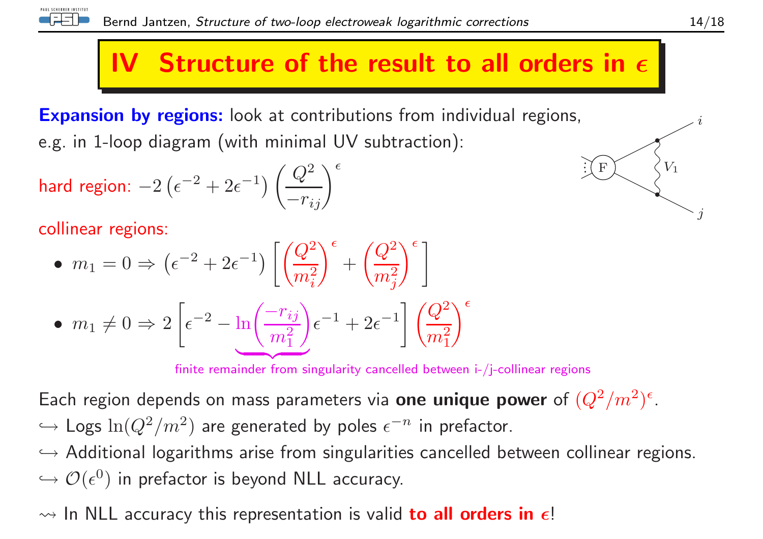# IV Structure of the result to all orders in $\epsilon$

**Expansion by regions:** look at contributions from individual regions, e.g. in 1-loop diagram (with minimal UV subtraction):

hard region: $-2\left(\epsilon^{-2}+2\epsilon^{-1}\right)\left(\frac{Q^2}{-r_{ij}}\right)^{\epsilon}$

collinear regions:

- $m_1 = 0 \Rightarrow \left(\epsilon^{-2}+2\epsilon^{-1}\right)\left[\left(\frac{Q^2}{m_i^2}\right)^{\epsilon}+\left(\frac{Q^2}{m_j^2}\right)^{\epsilon}\right]$
- $m_1 \neq 0 \Rightarrow 2\left[\epsilon^{-2}-\underbrace{\ln\left(\frac{-r_{ij}}{m_1^2}\right)}\epsilon^{-1}+2\epsilon^{-1}\right]\left(\frac{Q^2}{m_1^2}\right)^{\epsilon}$

finite remainder from singularity cancelled between i-/j-collinear regions

Each region depends on mass parameters via **one unique power** of $(Q^2/m^2)^{\epsilon}$.

$\hookrightarrow$ Logs $\ln(Q^2/m^2)$ are generated by poles $\epsilon^{-n}$ in prefactor.

$\hookrightarrow$ Additional logarithms arise from singularities cancelled between collinear regions.

$\hookrightarrow$ $\mathcal{O}(\epsilon^0)$ in prefactor is beyond NLL accuracy.

$\rightsquigarrow$ In NLL accuracy this representation is valid **to all orders in $\epsilon$**!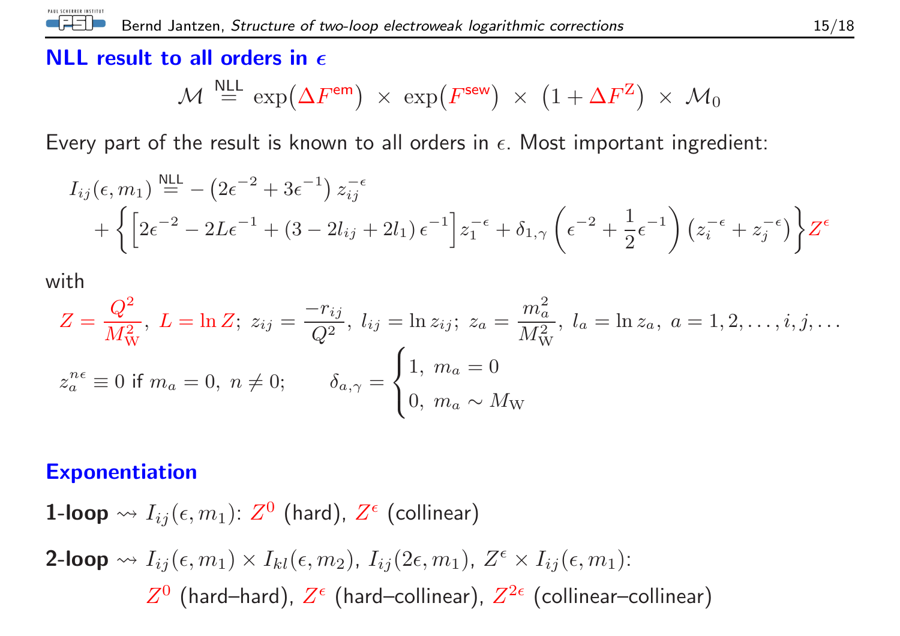## NLL result to all orders in $\epsilon$

$$\mathcal{M} \overset{\text{NLL}}{=} \exp\big(\Delta F^{\text{em}}\big) \times \exp\big(F^{\text{sew}}\big) \times \big(1 + \Delta F^{\text{Z}}\big) \times \mathcal{M}_0$$

Every part of the result is known to all orders in $\epsilon$. Most important ingredient:

$$\begin{aligned} I_{ij}(\epsilon, m_1) \overset{\text{NLL}}{=} & -\left(2\epsilon^{-2} + 3\epsilon^{-1}\right) z_{ij}^{-\epsilon} \\ & + \left\{ \left[2\epsilon^{-2} - 2L\epsilon^{-1} + (3 - 2l_{ij} + 2l_1)\,\epsilon^{-1}\right] z_1^{-\epsilon} + \delta_{1,\gamma}\left(\epsilon^{-2} + \frac{1}{2}\epsilon^{-1}\right)\left(z_i^{-\epsilon} + z_j^{-\epsilon}\right) \right\} Z^{\epsilon} \end{aligned}$$

with

$$Z = \frac{Q^2}{M_{\text{W}}^2},\ L = \ln Z;\ z_{ij} = \frac{-r_{ij}}{Q^2},\ l_{ij} = \ln z_{ij};\ z_a = \frac{m_a^2}{M_{\text{W}}^2},\ l_a = \ln z_a,\ a = 1, 2, \ldots, i, j, \ldots$$

$$z_a^{n\epsilon} \equiv 0 \text{ if } m_a = 0,\ n \neq 0; \qquad \delta_{a,\gamma} = \begin{cases} 1, & m_a = 0 \\ 0, & m_a \sim M_{\text{W}} \end{cases}$$

## Exponentiation

**1-loop** $\rightsquigarrow I_{ij}(\epsilon, m_1)$: $Z^0$ (hard), $Z^{\epsilon}$ (collinear)

**2-loop** $\rightsquigarrow I_{ij}(\epsilon, m_1) \times I_{kl}(\epsilon, m_2)$, $I_{ij}(2\epsilon, m_1)$, $Z^{\epsilon} \times I_{ij}(\epsilon, m_1)$:
$Z^0$ (hard–hard), $Z^{\epsilon}$ (hard–collinear), $Z^{2\epsilon}$ (collinear–collinear)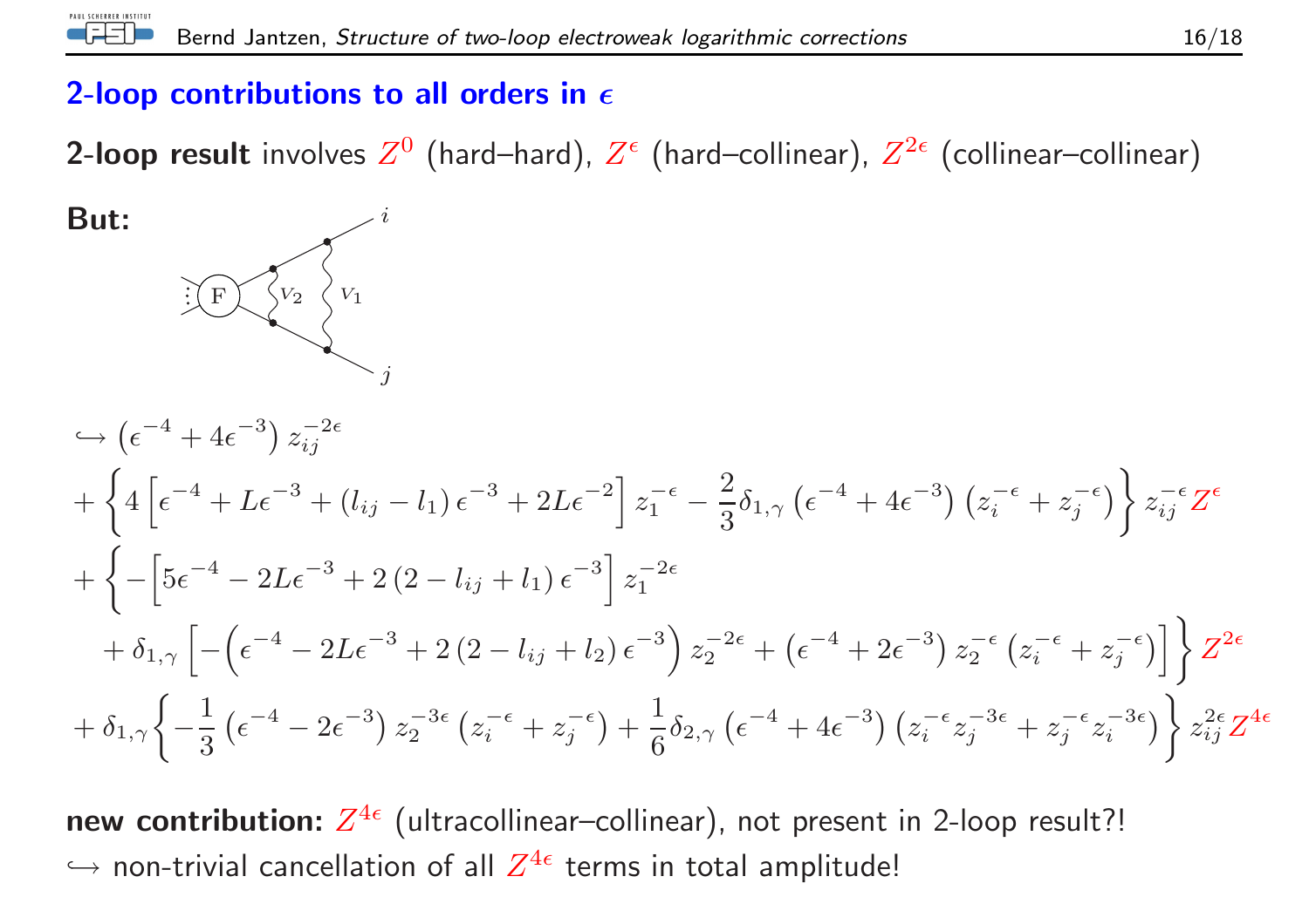## 2-loop contributions to all orders in $\epsilon$

**2-loop result** involves $Z^0$ (hard–hard), $Z^\epsilon$ (hard–collinear), $Z^{2\epsilon}$ (collinear–collinear)

**But:**

$$
\begin{aligned}
&\hookrightarrow \left(\epsilon^{-4} + 4\epsilon^{-3}\right) z_{ij}^{-2\epsilon} \\
&+ \left\{ 4\left[\epsilon^{-4} + L\epsilon^{-3} + \left(l_{ij} - l_1\right)\epsilon^{-3} + 2L\epsilon^{-2}\right] z_1^{-\epsilon} - \frac{2}{3}\delta_{1,\gamma}\left(\epsilon^{-4} + 4\epsilon^{-3}\right)\left(z_i^{-\epsilon} + z_j^{-\epsilon}\right)\right\} z_{ij}^{-\epsilon} Z^{\epsilon} \\
&+ \left\{ -\left[5\epsilon^{-4} - 2L\epsilon^{-3} + 2\left(2 - l_{ij} + l_1\right)\epsilon^{-3}\right] z_1^{-2\epsilon} \right. \\
&\quad \left. + \delta_{1,\gamma}\left[-\left(\epsilon^{-4} - 2L\epsilon^{-3} + 2\left(2 - l_{ij} + l_2\right)\epsilon^{-3}\right) z_2^{-2\epsilon} + \left(\epsilon^{-4} + 2\epsilon^{-3}\right) z_2^{-\epsilon}\left(z_i^{-\epsilon} + z_j^{-\epsilon}\right)\right]\right\} Z^{2\epsilon} \\
&+ \delta_{1,\gamma}\left\{-\frac{1}{3}\left(\epsilon^{-4} - 2\epsilon^{-3}\right) z_2^{-3\epsilon}\left(z_i^{-\epsilon} + z_j^{-\epsilon}\right) + \frac{1}{6}\delta_{2,\gamma}\left(\epsilon^{-4} + 4\epsilon^{-3}\right)\left(z_i^{-\epsilon} z_j^{-3\epsilon} + z_j^{-\epsilon} z_i^{-3\epsilon}\right)\right\} z_{ij}^{2\epsilon} Z^{4\epsilon}
\end{aligned}
$$

**new contribution:** $Z^{4\epsilon}$ (ultracollinear–collinear), not present in 2-loop result?!
$\hookrightarrow$ non-trivial cancellation of all $Z^{4\epsilon}$ terms in total amplitude!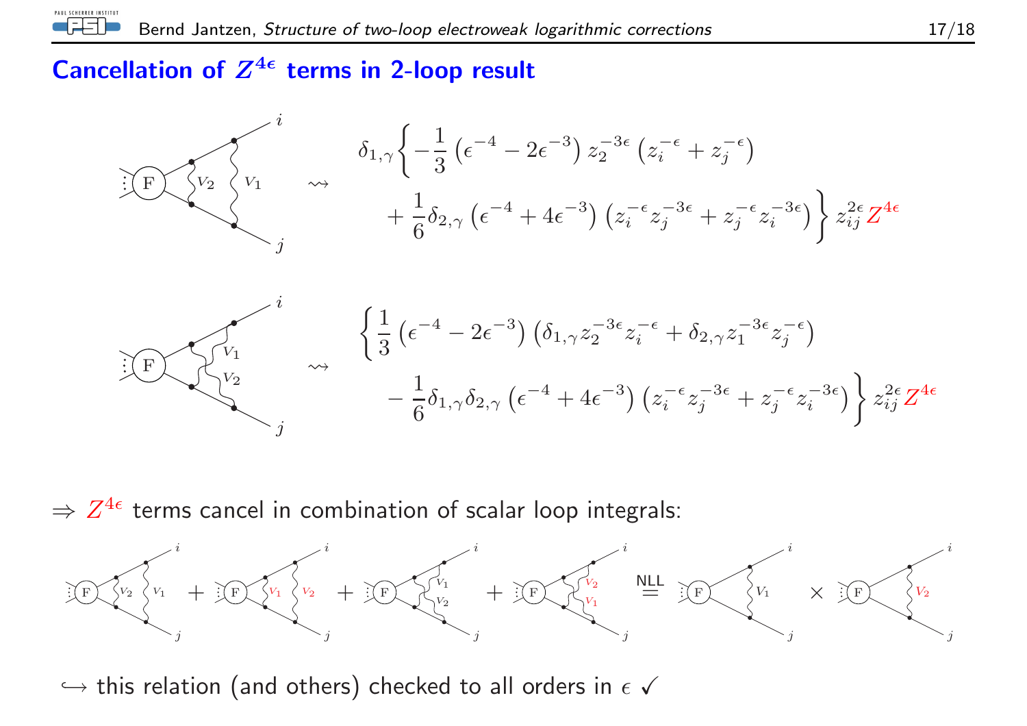# Cancellation of $Z^{4\epsilon}$ terms in 2-loop result

$$\rightsquigarrow \quad \delta_{1,\gamma}\Big\{-\frac{1}{3}\left(\epsilon^{-4}-2\epsilon^{-3}\right)z_2^{-3\epsilon}\left(z_i^{-\epsilon}+z_j^{-\epsilon}\right) + \frac{1}{6}\delta_{2,\gamma}\left(\epsilon^{-4}+4\epsilon^{-3}\right)\left(z_i^{-\epsilon}z_j^{-3\epsilon}+z_j^{-\epsilon}z_i^{-3\epsilon}\right)\Big\}\, z_{ij}^{2\epsilon} Z^{4\epsilon}$$

$$\rightsquigarrow \quad \Big\{\frac{1}{3}\left(\epsilon^{-4}-2\epsilon^{-3}\right)\left(\delta_{1,\gamma}z_2^{-3\epsilon}z_i^{-\epsilon}+\delta_{2,\gamma}z_1^{-3\epsilon}z_j^{-\epsilon}\right) - \frac{1}{6}\delta_{1,\gamma}\delta_{2,\gamma}\left(\epsilon^{-4}+4\epsilon^{-3}\right)\left(z_i^{-\epsilon}z_j^{-3\epsilon}+z_j^{-\epsilon}z_i^{-3\epsilon}\right)\Big\}\, z_{ij}^{2\epsilon} Z^{4\epsilon}$$

$\Rightarrow$ $Z^{4\epsilon}$ terms cancel in combination of scalar loop integrals:

(diagram) + (diagram) + (diagram) + (diagram) $\overset{\text{NLL}}{=}$ (diagram with $V_1$) $\times$ (diagram with $V_2$)

$\hookrightarrow$ this relation (and others) checked to all orders in $\epsilon$ ✓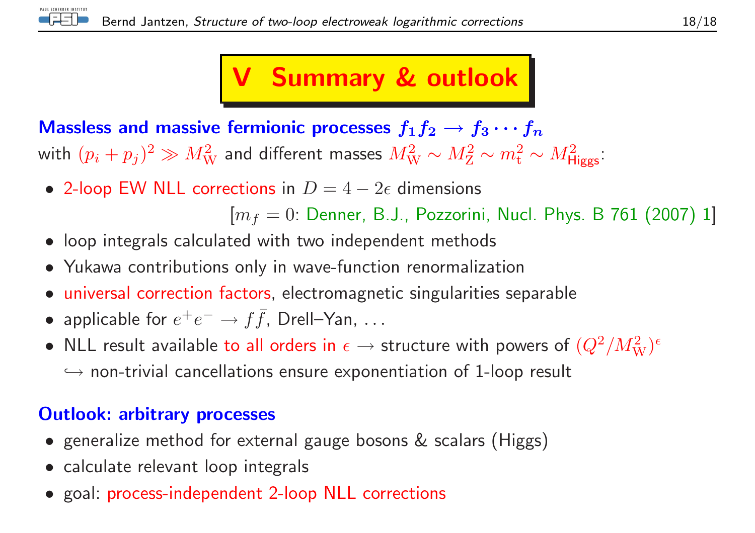# V Summary & outlook

**Massless and massive fermionic processes $f_1 f_2 \longrightarrow f_3 \cdots f_n$**

with $(p_i + p_j)^2 \gg M_\mathrm{W}^2$ and different masses $M_\mathrm{W}^2 \sim M_\mathrm{Z}^2 \sim m_\mathrm{t}^2 \sim M_\mathrm{Higgs}^2$:

- 2-loop EW NLL corrections in $D = 4 - 2\epsilon$ dimensions
  [$m_f = 0$: Denner, B.J., Pozzorini, Nucl. Phys. B 761 (2007) 1]
- loop integrals calculated with two independent methods
- Yukawa contributions only in wave-function renormalization
- universal correction factors, electromagnetic singularities separable
- applicable for $e^+e^- \to f\bar{f}$, Drell–Yan, ...
- NLL result available to all orders in $\epsilon$ $\to$ structure with powers of $(Q^2/M_\mathrm{W}^2)^\epsilon$
  $\hookrightarrow$ non-trivial cancellations ensure exponentiation of 1-loop result

**Outlook: arbitrary processes**

- generalize method for external gauge bosons & scalars (Higgs)
- calculate relevant loop integrals
- goal: process-independent 2-loop NLL corrections